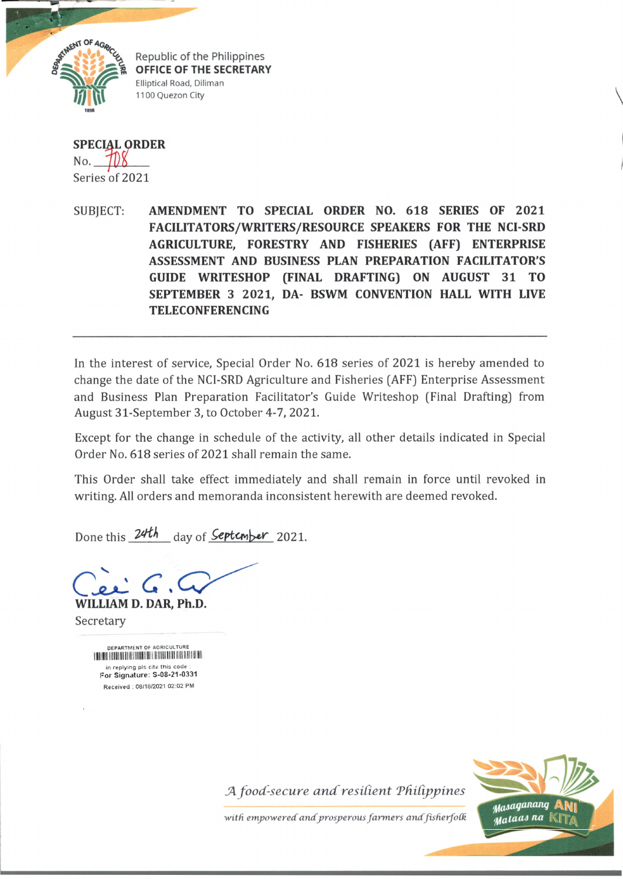Republic of the Philippines
**OFFICE OF THE SECRETARY**
Elliptical Road, Diliman
1100 Quezon City

**SPECIAL ORDER**
No. 708
Series of 2021

SUBJECT: **AMENDMENT TO SPECIAL ORDER NO. 618 SERIES OF 2021 FACILITATORS/WRITERS/RESOURCE SPEAKERS FOR THE NCI-SRD AGRICULTURE, FORESTRY AND FISHERIES (AFF) ENTERPRISE ASSESSMENT AND BUSINESS PLAN PREPARATION FACILITATOR'S GUIDE WRITESHOP (FINAL DRAFTING) ON AUGUST 31 TO SEPTEMBER 3 2021, DA- BSWM CONVENTION HALL WITH LIVE TELECONFERENCING**

---

In the interest of service, Special Order No. 618 series of 2021 is hereby amended to change the date of the NCI-SRD Agriculture and Fisheries (AFF) Enterprise Assessment and Business Plan Preparation Facilitator's Guide Writeshop (Final Drafting) from August 31-September 3, to October 4-7, 2021.

Except for the change in schedule of the activity, all other details indicated in Special Order No. 618 series of 2021 shall remain the same.

This Order shall take effect immediately and shall remain in force until revoked in writing. All orders and memoranda inconsistent herewith are deemed revoked.

Done this 24th day of September 2021.

**WILLIAM D. DAR, Ph.D.**
Secretary

DEPARTMENT OF AGRICULTURE
in replying pls cite this code :
For Signature: S-08-21-0331
Received : 08/18/2021 02:02 PM

*A food-secure and resilient Philippines*
*with empowered and prosperous farmers and fisherfolk*

Masaganang ANI Mataas na KITA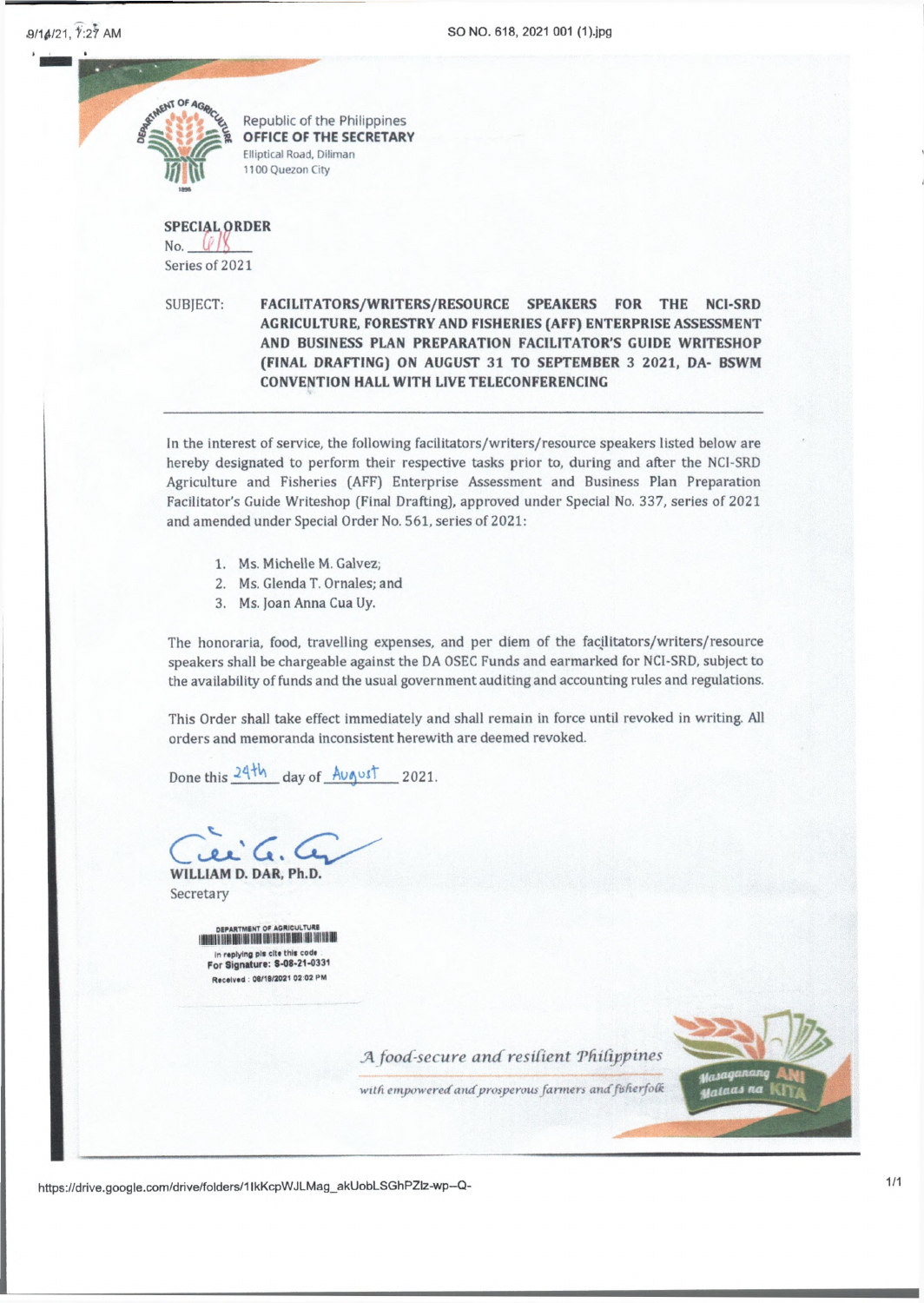Republic of the Philippines
**OFFICE OF THE SECRETARY**
Elliptical Road, Diliman
1100 Quezon City

**SPECIAL ORDER**
No. 618
Series of 2021

SUBJECT: **FACILITATORS/WRITERS/RESOURCE SPEAKERS FOR THE NCI-SRD AGRICULTURE, FORESTRY AND FISHERIES (AFF) ENTERPRISE ASSESSMENT AND BUSINESS PLAN PREPARATION FACILITATOR'S GUIDE WRITESHOP (FINAL DRAFTING) ON AUGUST 31 TO SEPTEMBER 3 2021, DA- BSWM CONVENTION HALL WITH LIVE TELECONFERENCING**

---

In the interest of service, the following facilitators/writers/resource speakers listed below are hereby designated to perform their respective tasks prior to, during and after the NCI-SRD Agriculture and Fisheries (AFF) Enterprise Assessment and Business Plan Preparation Facilitator's Guide Writeshop (Final Drafting), approved under Special No. 337, series of 2021 and amended under Special Order No. 561, series of 2021:

1. Ms. Michelle M. Galvez;
2. Ms. Glenda T. Ornales; and
3. Ms. Joan Anna Cua Uy.

The honoraria, food, travelling expenses, and per diem of the facilitators/writers/resource speakers shall be chargeable against the DA OSEC Funds and earmarked for NCI-SRD, subject to the availability of funds and the usual government auditing and accounting rules and regulations.

This Order shall take effect immediately and shall remain in force until revoked in writing. All orders and memoranda inconsistent herewith are deemed revoked.

Done this 24th day of August 2021.

**WILLIAM D. DAR, Ph.D.**
Secretary

DEPARTMENT OF AGRICULTURE
In replying pls cite this code
For Signature: S-08-21-0331
Received : 08/19/2021 02:02 PM

*A food-secure and resilient Philippines*
*with empowered and prosperous farmers and fisherfolk*

Masaganang ANI Mataas na KITA